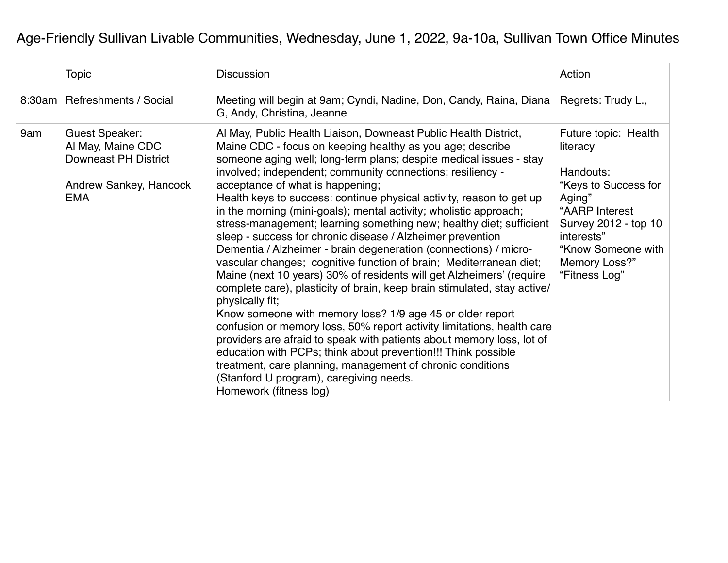# Age-Friendly Sullivan Livable Communities, Wednesday, June 1, 2022, 9a-10a, Sullivan Town Office Minutes

| | Topic | Discussion | Action |
|---|---|---|---|
| 8:30am | Refreshments / Social | Meeting will begin at 9am; Cyndi, Nadine, Don, Candy, Raina, Diana G, Andy, Christina, Jeanne | Regrets: Trudy L., |
| 9am | Guest Speaker:<br>Al May, Maine CDC Downeast PH District<br><br>Andrew Sankey, Hancock EMA | Al May, Public Health Liaison, Downeast Public Health District, Maine CDC - focus on keeping healthy as you age; describe someone aging well; long-term plans; despite medical issues - stay involved; independent; community connections; resiliency - acceptance of what is happening;<br>Health keys to success: continue physical activity, reason to get up in the morning (mini-goals); mental activity; wholistic approach; stress-management; learning something new; healthy diet; sufficient sleep - success for chronic disease / Alzheimer prevention<br>Dementia / Alzheimer - brain degeneration (connections) / micro-vascular changes; cognitive function of brain; Mediterranean diet; Maine (next 10 years) 30% of residents will get Alzheimers' (require complete care), plasticity of brain, keep brain stimulated, stay active/ physically fit;<br>Know someone with memory loss? 1/9 age 45 or older report confusion or memory loss, 50% report activity limitations, health care providers are afraid to speak with patients about memory loss, lot of education with PCPs; think about prevention!!! Think possible treatment, care planning, management of chronic conditions (Stanford U program), caregiving needs.<br>Homework (fitness log) | Future topic: Health literacy<br><br>Handouts:<br>"Keys to Success for Aging"<br>"AARP Interest Survey 2012 - top 10 interests"<br>"Know Someone with Memory Loss?"<br>"Fitness Log" |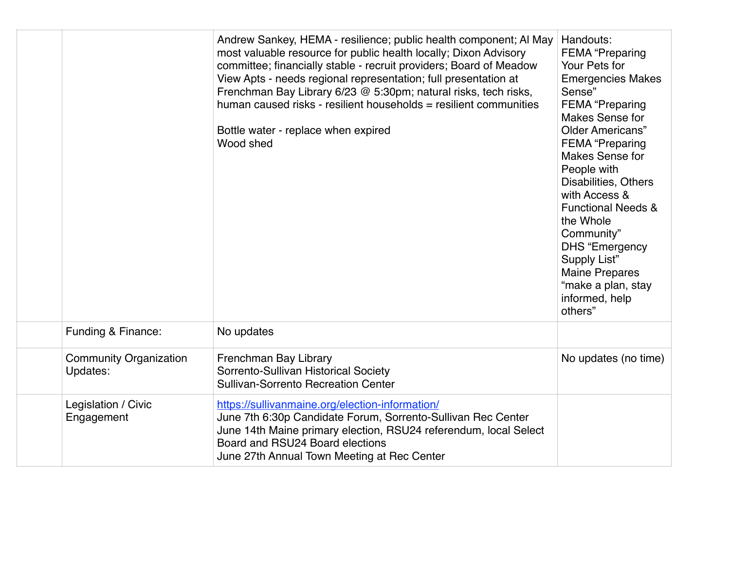| | | | |
|---|---|---|---|
| | | Andrew Sankey, HEMA - resilience; public health component; Al May most valuable resource for public health locally; Dixon Advisory committee; financially stable - recruit providers; Board of Meadow View Apts - needs regional representation; full presentation at Frenchman Bay Library 6/23 @ 5:30pm; natural risks, tech risks, human caused risks - resilient households = resilient communities<br><br>Bottle water - replace when expired<br>Wood shed | Handouts:<br>FEMA "Preparing Your Pets for Emergencies Makes Sense"<br>FEMA "Preparing Makes Sense for Older Americans"<br>FEMA "Preparing Makes Sense for People with Disabilities, Others with Access & Functional Needs & the Whole Community"<br>DHS "Emergency Supply List"<br>Maine Prepares "make a plan, stay informed, help others" |
| | Funding & Finance: | No updates | |
| | Community Organization Updates: | Frenchman Bay Library<br>Sorrento-Sullivan Historical Society<br>Sullivan-Sorrento Recreation Center | No updates (no time) |
| | Legislation / Civic Engagement | https://sullivanmaine.org/election-information/<br>June 7th 6:30p Candidate Forum, Sorrento-Sullivan Rec Center<br>June 14th Maine primary election, RSU24 referendum, local Select Board and RSU24 Board elections<br>June 27th Annual Town Meeting at Rec Center | |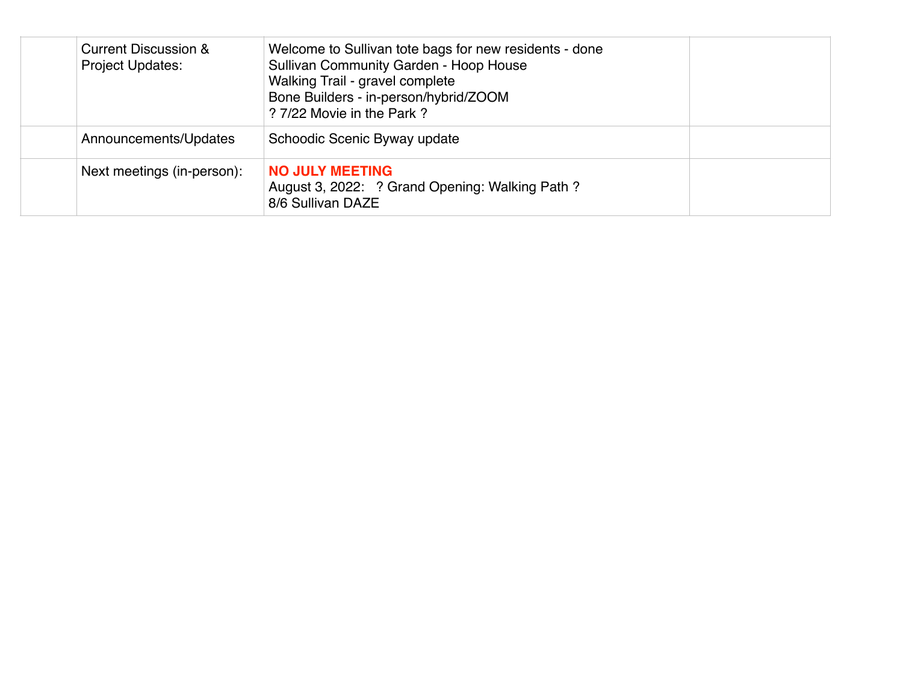| | | | |
|---|---|---|---|
| | Current Discussion & Project Updates: | Welcome to Sullivan tote bags for new residents - done<br>Sullivan Community Garden - Hoop House<br>Walking Trail - gravel complete<br>Bone Builders - in-person/hybrid/ZOOM<br>? 7/22 Movie in the Park ? | |
| | Announcements/Updates | Schoodic Scenic Byway update | |
| | Next meetings (in-person): | **NO JULY MEETING**<br>August 3, 2022: ? Grand Opening: Walking Path ?<br>8/6 Sullivan DAZE | |